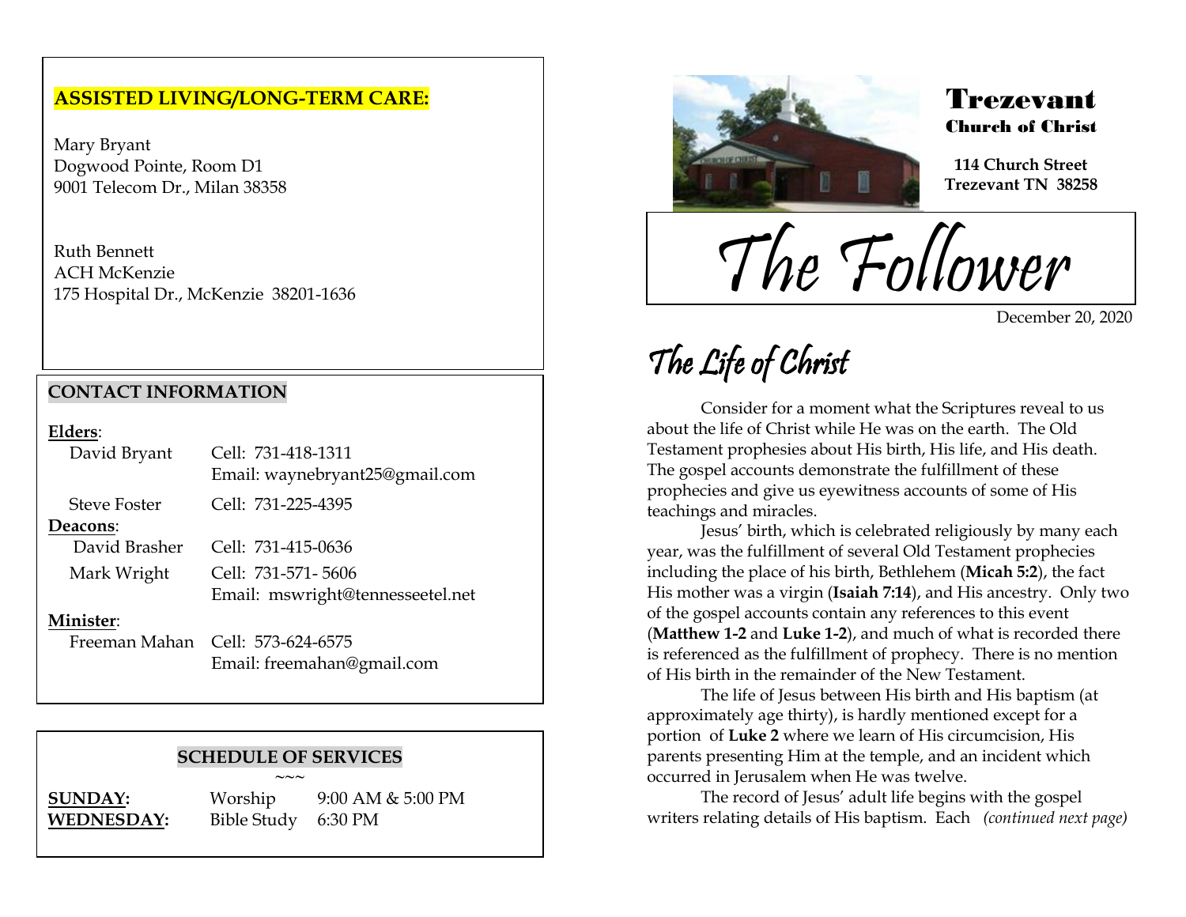## ASSISTED LIVING/LONG-TERM CARE:

Mary Bryant
Dogwood Pointe, Room D1
9001 Telecom Dr., Milan 38358

Ruth Bennett
ACH McKenzie
175 Hospital Dr., McKenzie 38201-1636

## CONTACT INFORMATION

**Elders**:

| | |
|---|---|
| David Bryant | Cell: 731-418-1311<br>Email: waynebryant25@gmail.com |
| Steve Foster | Cell: 731-225-4395 |

**Deacons**:

| | |
|---|---|
| David Brasher | Cell: 731-415-0636 |
| Mark Wright | Cell: 731-571- 5606<br>Email: mswright@tennesseetel.net |

**Minister**:

| | |
|---|---|
| Freeman Mahan | Cell: 573-624-6575<br>Email: freemahan@gmail.com |

## SCHEDULE OF SERVICES

~~~

| | | |
|---|---|---|
| **SUNDAY:** | Worship | 9:00 AM & 5:00 PM |
| **WEDNESDAY:** | Bible Study | 6:30 PM |

# Trezevant Church of Christ

**114 Church Street**
**Trezevant TN 38258**

# The Follower

December 20, 2020

## The Life of Christ

Consider for a moment what the Scriptures reveal to us about the life of Christ while He was on the earth. The Old Testament prophesies about His birth, His life, and His death. The gospel accounts demonstrate the fulfillment of these prophecies and give us eyewitness accounts of some of His teachings and miracles.

Jesus' birth, which is celebrated religiously by many each year, was the fulfillment of several Old Testament prophecies including the place of his birth, Bethlehem (**Micah 5:2**), the fact His mother was a virgin (**Isaiah 7:14**), and His ancestry. Only two of the gospel accounts contain any references to this event (**Matthew 1-2** and **Luke 1-2**), and much of what is recorded there is referenced as the fulfillment of prophecy. There is no mention of His birth in the remainder of the New Testament.

The life of Jesus between His birth and His baptism (at approximately age thirty), is hardly mentioned except for a portion of **Luke 2** where we learn of His circumcision, His parents presenting Him at the temple, and an incident which occurred in Jerusalem when He was twelve.

The record of Jesus' adult life begins with the gospel writers relating details of His baptism. Each *(continued next page)*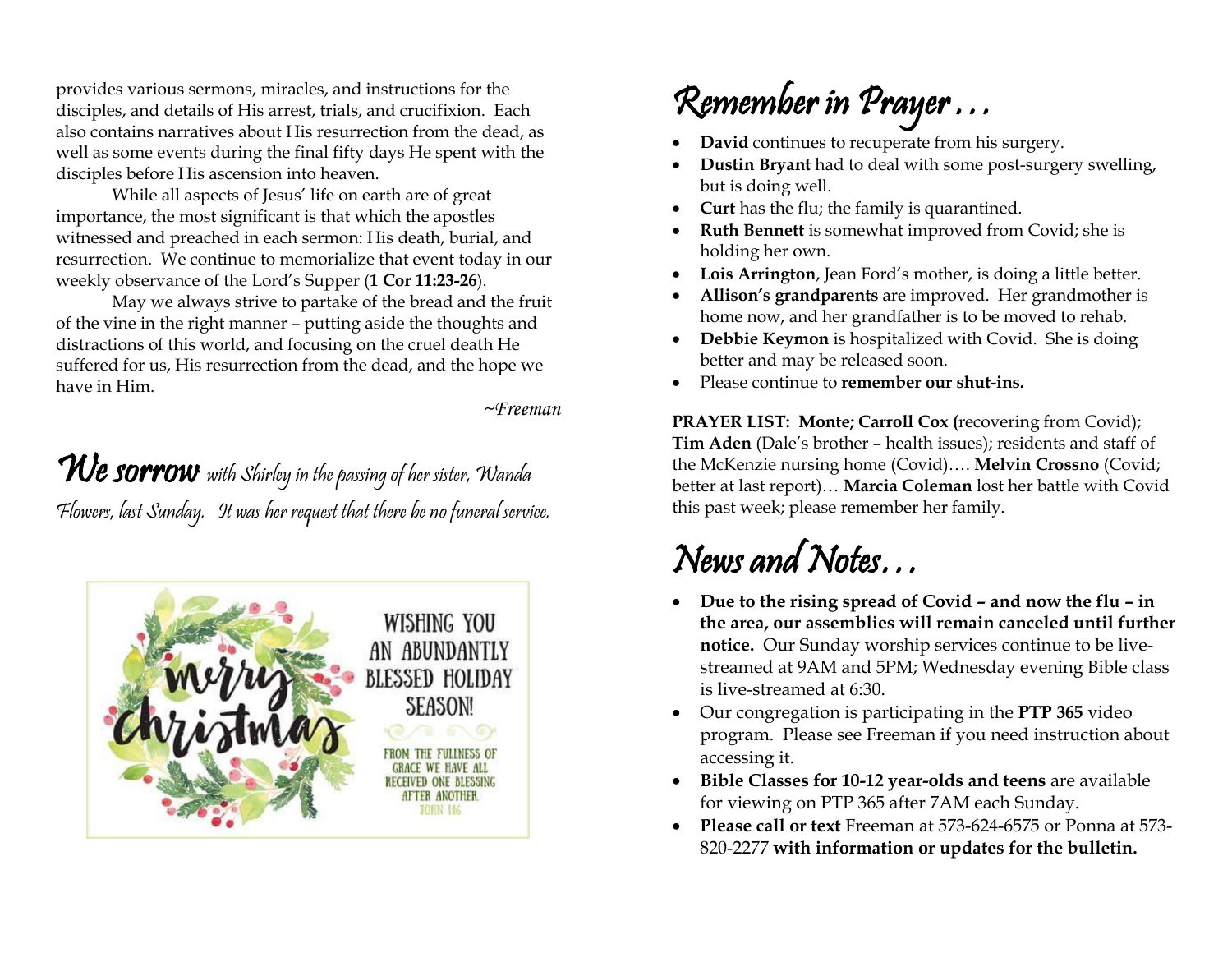provides various sermons, miracles, and instructions for the disciples, and details of His arrest, trials, and crucifixion. Each also contains narratives about His resurrection from the dead, as well as some events during the final fifty days He spent with the disciples before His ascension into heaven.

While all aspects of Jesus' life on earth are of great importance, the most significant is that which the apostles witnessed and preached in each sermon: His death, burial, and resurrection. We continue to memorialize that event today in our weekly observance of the Lord's Supper (**1 Cor 11:23-26**).

May we always strive to partake of the bread and the fruit of the vine in the right manner – putting aside the thoughts and distractions of this world, and focusing on the cruel death He suffered for us, His resurrection from the dead, and the hope we have in Him.

*~Freeman*

***We sorrow*** *with Shirley in the passing of her sister, Wanda Flowers, last Sunday. It was her request that there be no funeral service.*

merry christmas

WISHING YOU AN ABUNDANTLY BLESSED HOLIDAY SEASON!

FROM THE FULLNESS OF GRACE WE HAVE ALL RECEIVED ONE BLESSING AFTER ANOTHER JOHN 1:16

# *Remember in Prayer . . .*

- **David** continues to recuperate from his surgery.
- **Dustin Bryant** had to deal with some post-surgery swelling, but is doing well.
- **Curt** has the flu; the family is quarantined.
- **Ruth Bennett** is somewhat improved from Covid; she is holding her own.
- **Lois Arrington**, Jean Ford's mother, is doing a little better.
- **Allison's grandparents** are improved. Her grandmother is home now, and her grandfather is to be moved to rehab.
- **Debbie Keymon** is hospitalized with Covid. She is doing better and may be released soon.
- Please continue to **remember our shut-ins.**

**PRAYER LIST: Monte; Carroll Cox (**recovering from Covid); **Tim Aden** (Dale's brother – health issues); residents and staff of the McKenzie nursing home (Covid)…. **Melvin Crossno** (Covid; better at last report)… **Marcia Coleman** lost her battle with Covid this past week; please remember her family.

# *News and Notes . . .*

- **Due to the rising spread of Covid – and now the flu – in the area, our assemblies will remain canceled until further notice.** Our Sunday worship services continue to be live-streamed at 9AM and 5PM; Wednesday evening Bible class is live-streamed at 6:30.
- Our congregation is participating in the **PTP 365** video program. Please see Freeman if you need instruction about accessing it.
- **Bible Classes for 10-12 year-olds and teens** are available for viewing on PTP 365 after 7AM each Sunday.
- **Please call or text** Freeman at 573-624-6575 or Ponna at 573-820-2277 **with information or updates for the bulletin.**